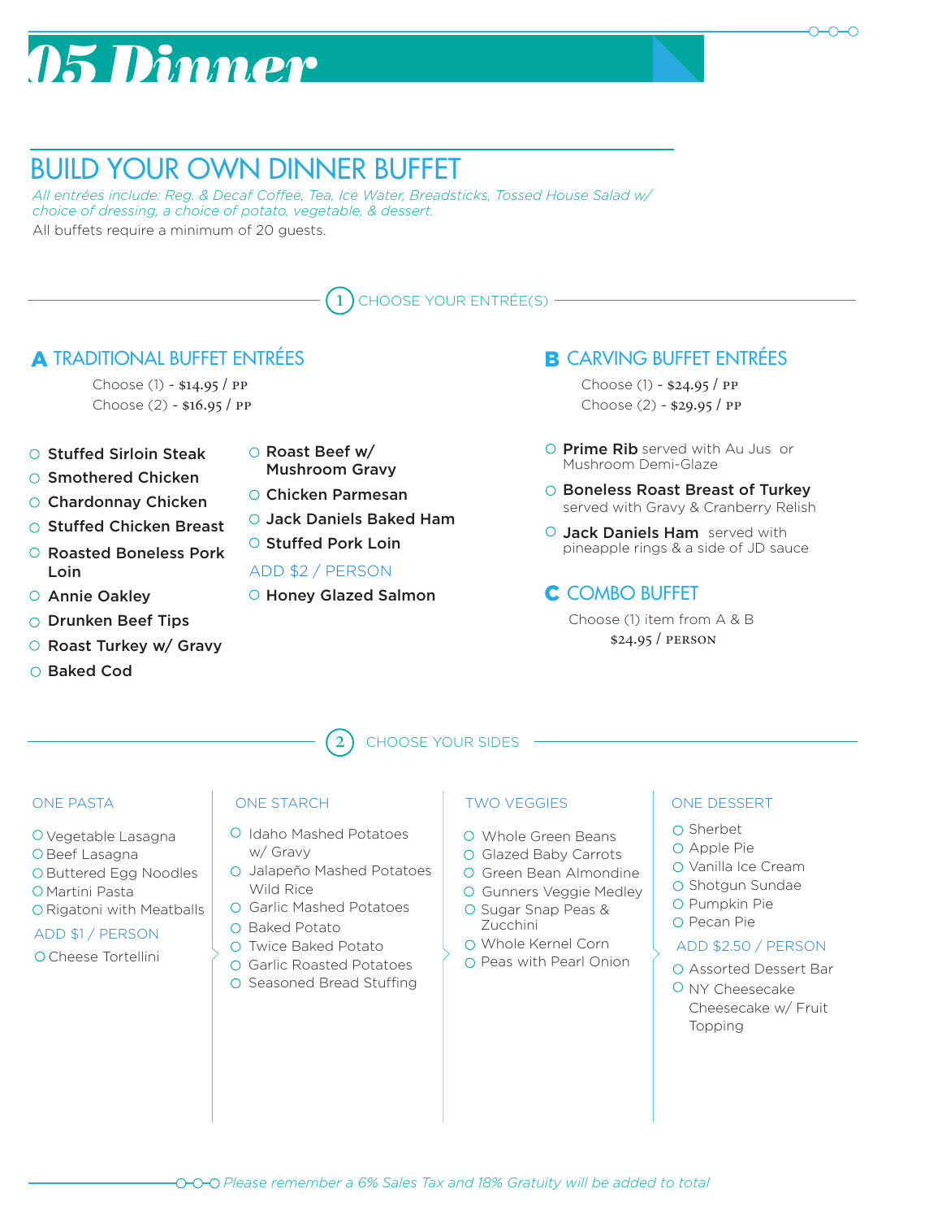# 05 Dinner

## BUILD YOUR OWN DINNER BUFFET

*All entrées include: Reg. & Decaf Coffee, Tea, Ice Water, Breadsticks, Tossed House Salad w/ choice of dressing, a choice of potato, vegetable, & dessert.*

All buffets require a minimum of 20 guests.

### 1 CHOOSE YOUR ENTRÉE(S)

#### A TRADITIONAL BUFFET ENTRÉES

Choose (1) - $14.95 / PP
Choose (2) - $16.95 / PP

- **Stuffed Sirloin Steak**
- **Smothered Chicken**
- **Chardonnay Chicken**
- **Stuffed Chicken Breast**
- **Roasted Boneless Pork Loin**
- **Annie Oakley**
- **Drunken Beef Tips**
- **Roast Turkey w/ Gravy**
- **Baked Cod**
- **Roast Beef w/ Mushroom Gravy**
- **Chicken Parmesan**
- **Jack Daniels Baked Ham**
- **Stuffed Pork Loin**

ADD $2 / PERSON

- **Honey Glazed Salmon**

#### B CARVING BUFFET ENTRÉES

Choose (1) - $24.95 / PP
Choose (2) - $29.95 / PP

- **Prime Rib** served with Au Jus or Mushroom Demi-Glaze
- **Boneless Roast Breast of Turkey** served with Gravy & Cranberry Relish
- **Jack Daniels Ham** served with pineapple rings & a side of JD sauce

#### C COMBO BUFFET

Choose (1) item from A & B
$24.95 / PERSON

### 2 CHOOSE YOUR SIDES

#### ONE PASTA

- Vegetable Lasagna
- Beef Lasagna
- Buttered Egg Noodles
- Martini Pasta
- Rigatoni with Meatballs

ADD $1 / PERSON

- Cheese Tortellini

#### ONE STARCH

- Idaho Mashed Potatoes w/ Gravy
- Jalapeño Mashed Potatoes
- Wild Rice
- Garlic Mashed Potatoes
- Baked Potato
- Twice Baked Potato
- Garlic Roasted Potatoes
- Seasoned Bread Stuffing

#### TWO VEGGIES

- Whole Green Beans
- Glazed Baby Carrots
- Green Bean Almondine
- Gunners Veggie Medley
- Sugar Snap Peas & Zucchini
- Whole Kernel Corn
- Peas with Pearl Onion

#### ONE DESSERT

- Sherbet
- Apple Pie
- Vanilla Ice Cream
- Shotgun Sundae
- Pumpkin Pie
- Pecan Pie

ADD $2.50 / PERSON

- Assorted Dessert Bar
- NY Cheesecake
  Cheesecake w/ Fruit Topping

*Please remember a 6% Sales Tax and 18% Gratuity will be added to total*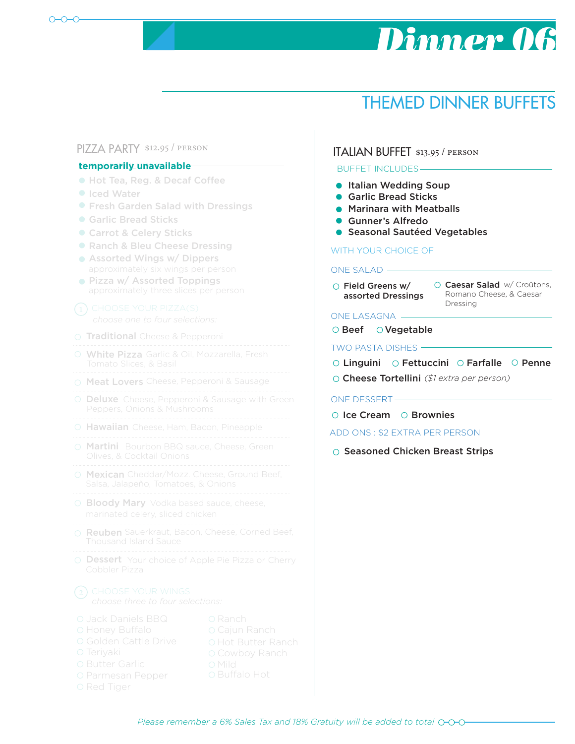# Dinner 06

## THEMED DINNER BUFFETS

### PIZZA PARTY $12.95 / PERSON

**temporarily unavailable**

- Hot Tea, Reg. & Decaf Coffee
- Iced Water
- Fresh Garden Salad with Dressings
- Garlic Bread Sticks
- Carrot & Celery Sticks
- Ranch & Bleu Cheese Dressing
- Assorted Wings w/ Dippers
  approximately six wings per person
- Pizza w/ Assorted Toppings
  approximately three slices per person

1. CHOOSE YOUR PIZZA(S)
   *choose one to four selections:*

- **Traditional** Cheese & Pepperoni
- **White Pizza** Garlic & Oil, Mozzarella, Fresh Tomato Slices, & Basil
- **Meat Lovers** Cheese, Pepperoni & Sausage
- **Deluxe** Cheese, Pepperoni & Sausage with Green Peppers, Onions & Mushrooms
- **Hawaiian** Cheese, Ham, Bacon, Pineapple
- **Martini** Bourbon BBQ sauce, Cheese, Green Olives, & Cocktail Onions
- **Mexican** Cheddar/Mozz. Cheese, Ground Beef, Salsa, Jalapeño, Tomatoes, & Onions
- **Bloody Mary** Vodka based sauce, cheese, marinated celery, sliced chicken
- **Reuben** Sauerkraut, Bacon, Cheese, Corned Beef, Thousand Island Sauce
- **Dessert** Your choice of Apple Pie Pizza or Cherry Cobbler Pizza

2. CHOOSE YOUR WINGS
   *choose three to four selections:*

- Jack Daniels BBQ
- Honey Buffalo
- Golden Cattle Drive
- Teriyaki
- Butter Garlic
- Parmesan Pepper
- Red Tiger
- Ranch
- Cajun Ranch
- Hot Butter Ranch
- Cowboy Ranch
- Mild
- Buffalo Hot

### ITALIAN BUFFET $13.95 / PERSON

BUFFET INCLUDES

- Italian Wedding Soup
- Garlic Bread Sticks
- Marinara with Meatballs
- Gunner's Alfredo
- Seasonal Sautéed Vegetables

WITH YOUR CHOICE OF

ONE SALAD

- **Field Greens w/ assorted Dressings**
- **Caesar Salad** w/ Croûtons, Romano Cheese, & Caesar Dressing

ONE LASAGNA

- **Beef**
- **Vegetable**

TWO PASTA DISHES

- **Linguini**
- **Fettuccini**
- **Farfalle**
- **Penne**
- **Cheese Tortellini** *($1 extra per person)*

ONE DESSERT

- **Ice Cream**
- **Brownies**

ADD ONS : $2 EXTRA PER PERSON

- **Seasoned Chicken Breast Strips**

*Please remember a 6% Sales Tax and 18% Gratuity will be added to total*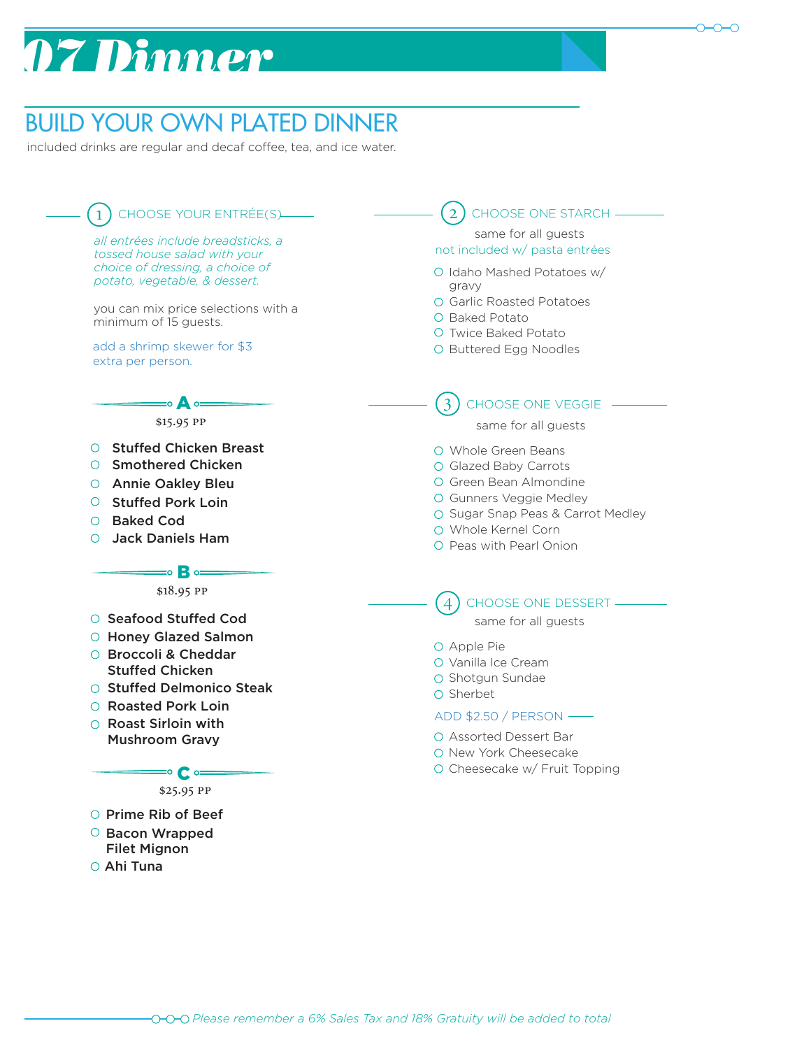# 07 Dinner

## BUILD YOUR OWN PLATED DINNER

included drinks are regular and decaf coffee, tea, and ice water.

### 1 CHOOSE YOUR ENTRÉE(S)

*all entrées include breadsticks, a tossed house salad with your choice of dressing, a choice of potato, vegetable, & dessert.*

you can mix price selections with a minimum of 15 guests.

add a shrimp skewer for $3 extra per person.

#### A

$15.95 PP

- **Stuffed Chicken Breast**
- **Smothered Chicken**
- **Annie Oakley Bleu**
- **Stuffed Pork Loin**
- **Baked Cod**
- **Jack Daniels Ham**

#### B

$18.95 PP

- **Seafood Stuffed Cod**
- **Honey Glazed Salmon**
- **Broccoli & Cheddar Stuffed Chicken**
- **Stuffed Delmonico Steak**
- **Roasted Pork Loin**
- **Roast Sirloin with Mushroom Gravy**

#### C

$25.95 PP

- **Prime Rib of Beef**
- **Bacon Wrapped Filet Mignon**
- **Ahi Tuna**

### 2 CHOOSE ONE STARCH

same for all guests

not included w/ pasta entrées

- Idaho Mashed Potatoes w/ gravy
- Garlic Roasted Potatoes
- Baked Potato
- Twice Baked Potato
- Buttered Egg Noodles

### 3 CHOOSE ONE VEGGIE

same for all guests

- Whole Green Beans
- Glazed Baby Carrots
- Green Bean Almondine
- Gunners Veggie Medley
- Sugar Snap Peas & Carrot Medley
- Whole Kernel Corn
- Peas with Pearl Onion

### 4 CHOOSE ONE DESSERT

same for all guests

- Apple Pie
- Vanilla Ice Cream
- Shotgun Sundae
- Sherbet

ADD $2.50 / PERSON

- Assorted Dessert Bar
- New York Cheesecake
- Cheesecake w/ Fruit Topping

*Please remember a 6% Sales Tax and 18% Gratuity will be added to total*